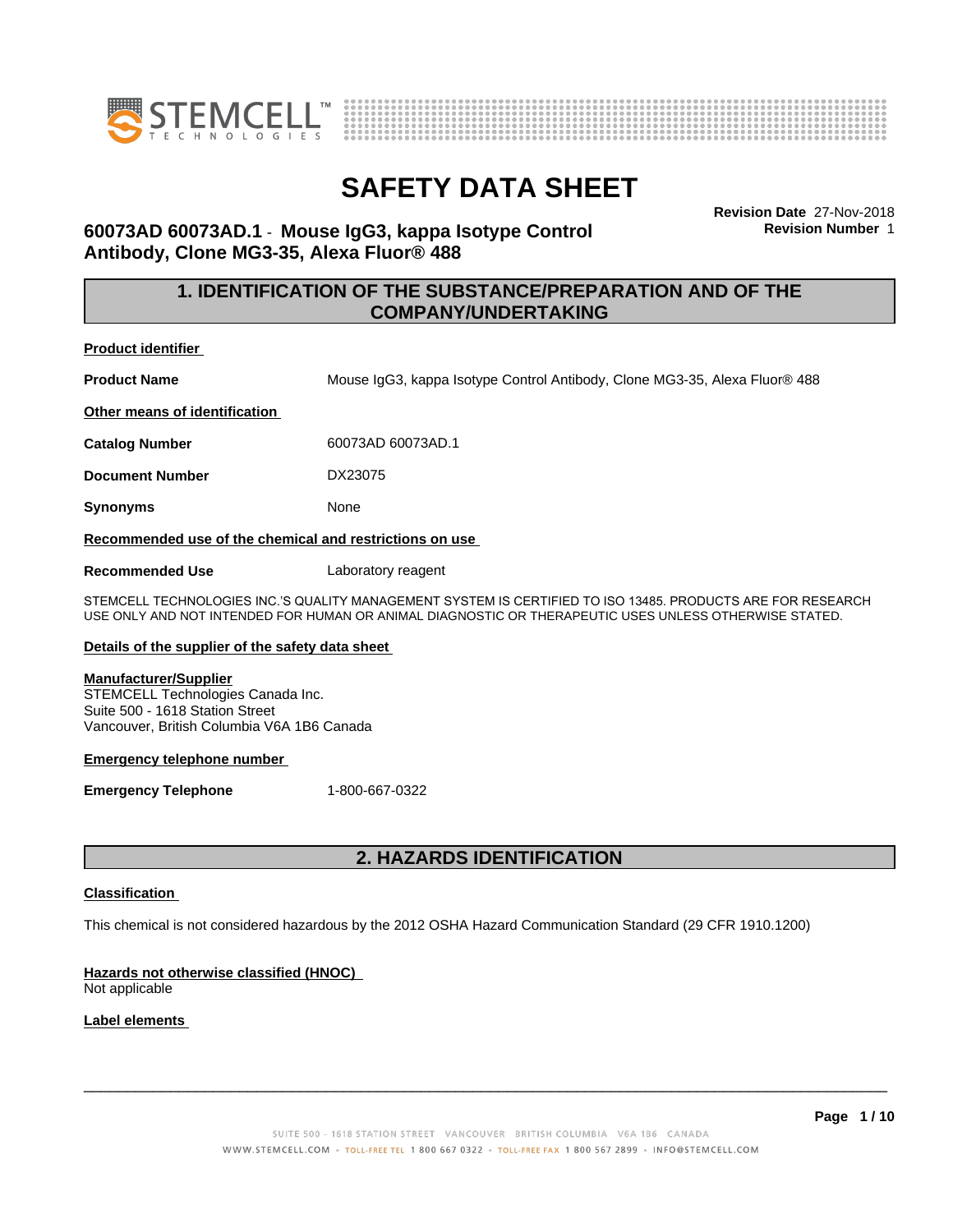# SAFETY DATA SHEET

## 60073AD 60073AD.1 - Mouse IgG3, kappa Isotype Control Antibody, Clone MG3-35, Alexa Fluor® 488

**Revision Date** 27-Nov-2018
**Revision Number** 1

## 1. IDENTIFICATION OF THE SUBSTANCE/PREPARATION AND OF THE COMPANY/UNDERTAKING

**Product identifier**

**Product Name** Mouse IgG3, kappa Isotype Control Antibody, Clone MG3-35, Alexa Fluor® 488

**Other means of identification**

**Catalog Number** 60073AD 60073AD.1

**Document Number** DX23075

**Synonyms** None

**Recommended use of the chemical and restrictions on use**

**Recommended Use** Laboratory reagent

STEMCELL TECHNOLOGIES INC.'S QUALITY MANAGEMENT SYSTEM IS CERTIFIED TO ISO 13485. PRODUCTS ARE FOR RESEARCH USE ONLY AND NOT INTENDED FOR HUMAN OR ANIMAL DIAGNOSTIC OR THERAPEUTIC USES UNLESS OTHERWISE STATED.

**Details of the supplier of the safety data sheet**

**Manufacturer/Supplier**
STEMCELL Technologies Canada Inc.
Suite 500 - 1618 Station Street
Vancouver, British Columbia V6A 1B6 Canada

**Emergency telephone number**

**Emergency Telephone** 1-800-667-0322

## 2. HAZARDS IDENTIFICATION

**Classification**

This chemical is not considered hazardous by the 2012 OSHA Hazard Communication Standard (29 CFR 1910.1200)

**Hazards not otherwise classified (HNOC)**
Not applicable

**Label elements**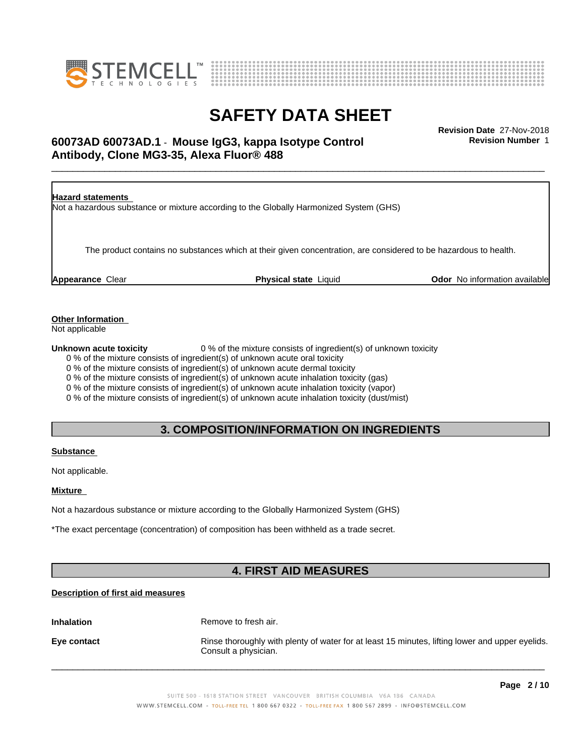**Hazard statements**

Not a hazardous substance or mixture according to the Globally Harmonized System (GHS)

The product contains no substances which at their given concentration, are considered to be hazardous to health.

**Appearance** Clear **Physical state** Liquid **Odor** No information available

**Other Information**

Not applicable

**Unknown acute toxicity** 0 % of the mixture consists of ingredient(s) of unknown toxicity

0 % of the mixture consists of ingredient(s) of unknown acute oral toxicity
0 % of the mixture consists of ingredient(s) of unknown acute dermal toxicity
0 % of the mixture consists of ingredient(s) of unknown acute inhalation toxicity (gas)
0 % of the mixture consists of ingredient(s) of unknown acute inhalation toxicity (vapor)
0 % of the mixture consists of ingredient(s) of unknown acute inhalation toxicity (dust/mist)

## 3. COMPOSITION/INFORMATION ON INGREDIENTS

**Substance**

Not applicable.

**Mixture**

Not a hazardous substance or mixture according to the Globally Harmonized System (GHS)

*The exact percentage (concentration) of composition has been withheld as a trade secret.

## 4. FIRST AID MEASURES

**Description of first aid measures**

**Inhalation** Remove to fresh air.

**Eye contact** Rinse thoroughly with plenty of water for at least 15 minutes, lifting lower and upper eyelids. Consult a physician.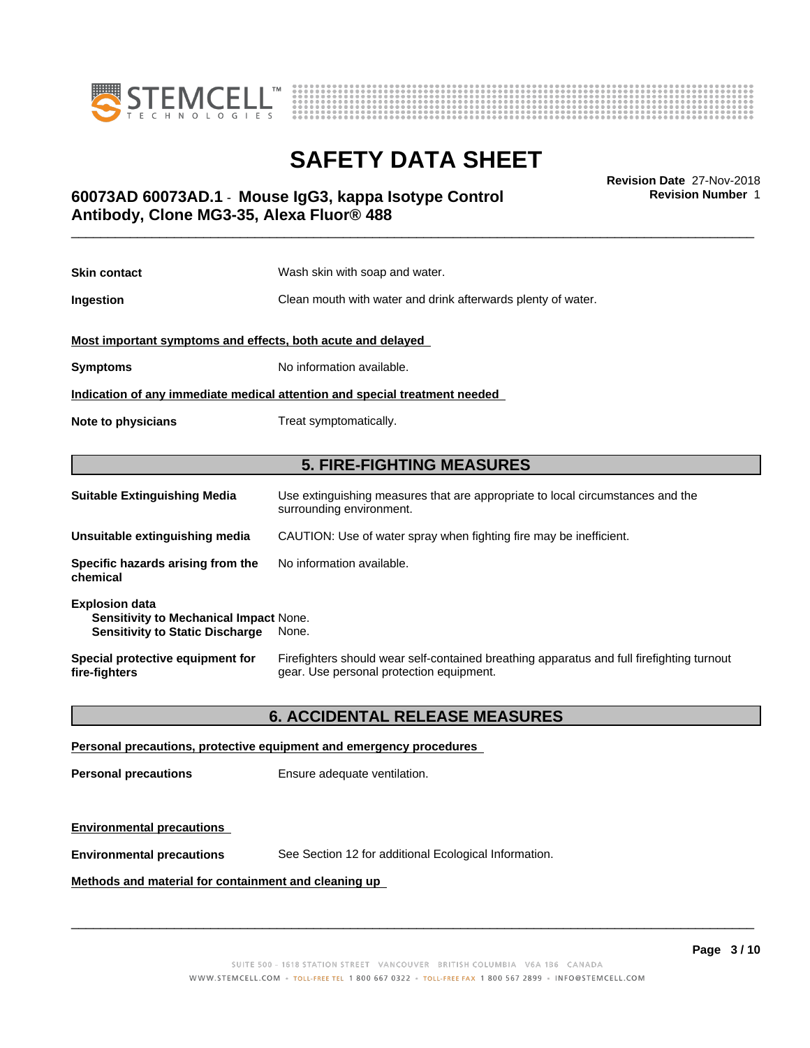**Skin contact** Wash skin with soap and water.

**Ingestion** Clean mouth with water and drink afterwards plenty of water.

**Most important symptoms and effects, both acute and delayed**

**Symptoms** No information available.

**Indication of any immediate medical attention and special treatment needed**

**Note to physicians** Treat symptomatically.

## 5. FIRE-FIGHTING MEASURES

**Suitable Extinguishing Media** Use extinguishing measures that are appropriate to local circumstances and the surrounding environment.

**Unsuitable extinguishing media** CAUTION: Use of water spray when fighting fire may be inefficient.

**Specific hazards arising from the chemical** No information available.

**Explosion data**
**Sensitivity to Mechanical Impact** None.
**Sensitivity to Static Discharge** None.

**Special protective equipment for fire-fighters** Firefighters should wear self-contained breathing apparatus and full firefighting turnout gear. Use personal protection equipment.

## 6. ACCIDENTAL RELEASE MEASURES

**Personal precautions, protective equipment and emergency procedures**

**Personal precautions** Ensure adequate ventilation.

**Environmental precautions**

**Environmental precautions** See Section 12 for additional Ecological Information.

**Methods and material for containment and cleaning up**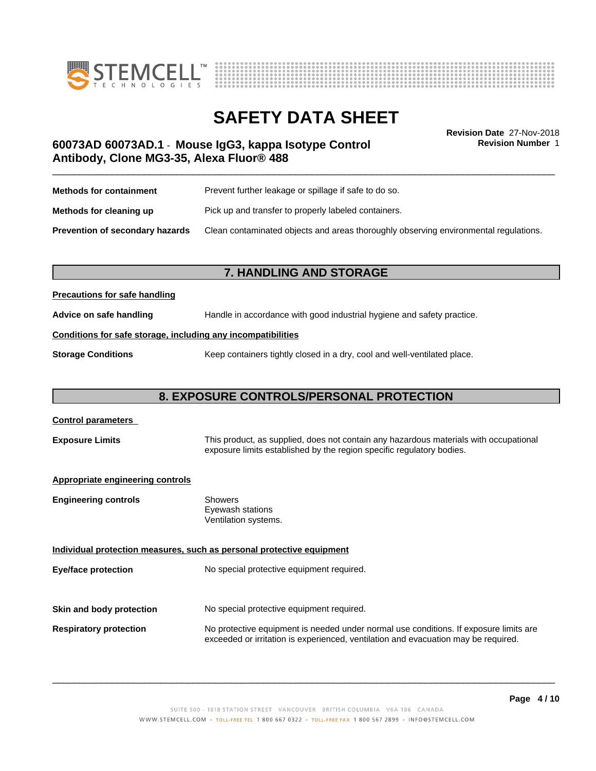| | |
|---|---|
| **Methods for containment** | Prevent further leakage or spillage if safe to do so. |
| **Methods for cleaning up** | Pick up and transfer to properly labeled containers. |
| **Prevention of secondary hazards** | Clean contaminated objects and areas thoroughly observing environmental regulations. |

## 7. HANDLING AND STORAGE

**Precautions for safe handling**

| | |
|---|---|
| **Advice on safe handling** | Handle in accordance with good industrial hygiene and safety practice. |

**Conditions for safe storage, including any incompatibilities**

| | |
|---|---|
| **Storage Conditions** | Keep containers tightly closed in a dry, cool and well-ventilated place. |

## 8. EXPOSURE CONTROLS/PERSONAL PROTECTION

**Control parameters**

| | |
|---|---|
| **Exposure Limits** | This product, as supplied, does not contain any hazardous materials with occupational exposure limits established by the region specific regulatory bodies. |

**Appropriate engineering controls**

| | |
|---|---|
| **Engineering controls** | Showers<br>Eyewash stations<br>Ventilation systems. |

**Individual protection measures, such as personal protective equipment**

| | |
|---|---|
| **Eye/face protection** | No special protective equipment required. |
| **Skin and body protection** | No special protective equipment required. |
| **Respiratory protection** | No protective equipment is needed under normal use conditions. If exposure limits are exceeded or irritation is experienced, ventilation and evacuation may be required. |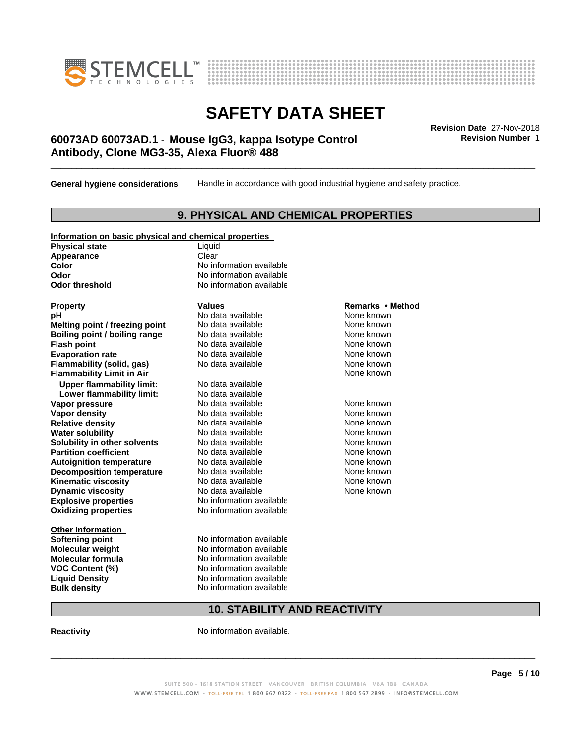**General hygiene considerations** Handle in accordance with good industrial hygiene and safety practice.

## 9. PHYSICAL AND CHEMICAL PROPERTIES

**Information on basic physical and chemical properties**

| | |
|---|---|
| **Physical state** | Liquid |
| **Appearance** | Clear |
| **Color** | No information available |
| **Odor** | No information available |
| **Odor threshold** | No information available |

| **Property** | **Values** | **Remarks • Method** |
|---|---|---|
| **pH** | No data available | None known |
| **Melting point / freezing point** | No data available | None known |
| **Boiling point / boiling range** | No data available | None known |
| **Flash point** | No data available | None known |
| **Evaporation rate** | No data available | None known |
| **Flammability (solid, gas)** | No data available | None known |
| **Flammability Limit in Air** | | None known |
| **Upper flammability limit:** | No data available | |
| **Lower flammability limit:** | No data available | |
| **Vapor pressure** | No data available | None known |
| **Vapor density** | No data available | None known |
| **Relative density** | No data available | None known |
| **Water solubility** | No data available | None known |
| **Solubility in other solvents** | No data available | None known |
| **Partition coefficient** | No data available | None known |
| **Autoignition temperature** | No data available | None known |
| **Decomposition temperature** | No data available | None known |
| **Kinematic viscosity** | No data available | None known |
| **Dynamic viscosity** | No data available | None known |
| **Explosive properties** | No information available | |
| **Oxidizing properties** | No information available | |

**Other Information**

| | |
|---|---|
| **Softening point** | No information available |
| **Molecular weight** | No information available |
| **Molecular formula** | No information available |
| **VOC Content (%)** | No information available |
| **Liquid Density** | No information available |
| **Bulk density** | No information available |

## 10. STABILITY AND REACTIVITY

**Reactivity** No information available.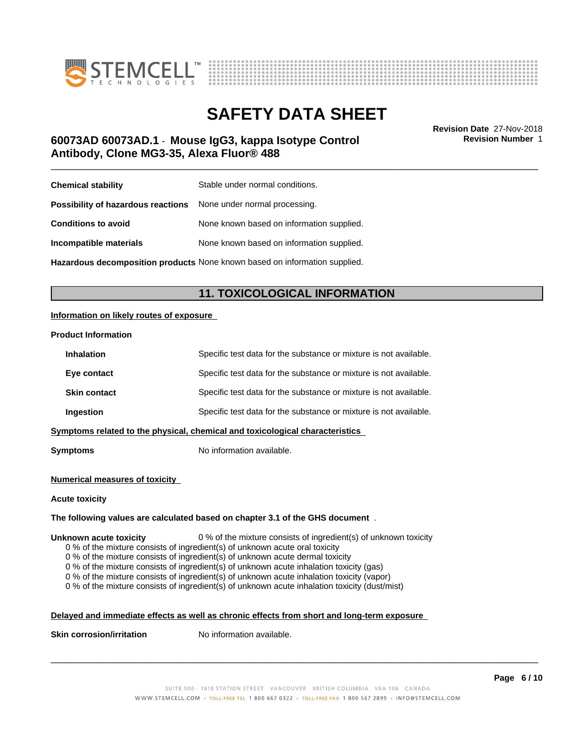| | |
|---|---|
| **Chemical stability** | Stable under normal conditions. |
| **Possibility of hazardous reactions** | None under normal processing. |
| **Conditions to avoid** | None known based on information supplied. |
| **Incompatible materials** | None known based on information supplied. |
| **Hazardous decomposition products** | None known based on information supplied. |

## 11. TOXICOLOGICAL INFORMATION

**Information on likely routes of exposure**

**Product Information**

| | |
|---|---|
| **Inhalation** | Specific test data for the substance or mixture is not available. |
| **Eye contact** | Specific test data for the substance or mixture is not available. |
| **Skin contact** | Specific test data for the substance or mixture is not available. |
| **Ingestion** | Specific test data for the substance or mixture is not available. |

**Symptoms related to the physical, chemical and toxicological characteristics**

**Symptoms** No information available.

**Numerical measures of toxicity**

**Acute toxicity**

**The following values are calculated based on chapter 3.1 of the GHS document** .

**Unknown acute toxicity** 0 % of the mixture consists of ingredient(s) of unknown toxicity

- 0 % of the mixture consists of ingredient(s) of unknown acute oral toxicity
- 0 % of the mixture consists of ingredient(s) of unknown acute dermal toxicity
- 0 % of the mixture consists of ingredient(s) of unknown acute inhalation toxicity (gas)
- 0 % of the mixture consists of ingredient(s) of unknown acute inhalation toxicity (vapor)
- 0 % of the mixture consists of ingredient(s) of unknown acute inhalation toxicity (dust/mist)

**Delayed and immediate effects as well as chronic effects from short and long-term exposure**

**Skin corrosion/irritation** No information available.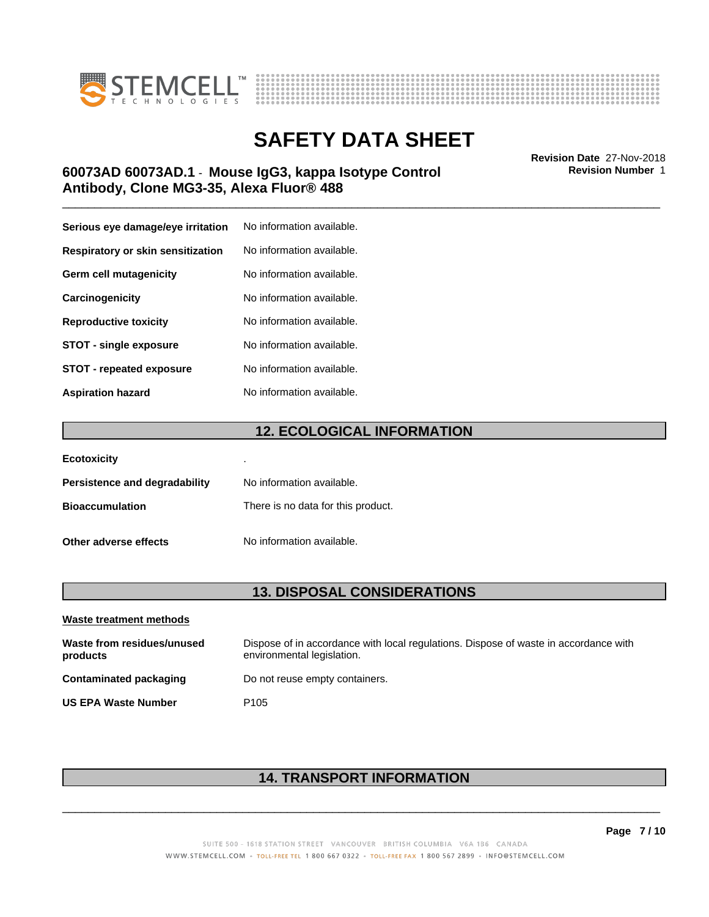| | |
|---|---|
| **Serious eye damage/eye irritation** | No information available. |
| **Respiratory or skin sensitization** | No information available. |
| **Germ cell mutagenicity** | No information available. |
| **Carcinogenicity** | No information available. |
| **Reproductive toxicity** | No information available. |
| **STOT - single exposure** | No information available. |
| **STOT - repeated exposure** | No information available. |
| **Aspiration hazard** | No information available. |

## 12. ECOLOGICAL INFORMATION

| | |
|---|---|
| **Ecotoxicity** | . |
| **Persistence and degradability** | No information available. |
| **Bioaccumulation** | There is no data for this product. |
| **Other adverse effects** | No information available. |

## 13. DISPOSAL CONSIDERATIONS

**Waste treatment methods**

| | |
|---|---|
| **Waste from residues/unused products** | Dispose of in accordance with local regulations. Dispose of waste in accordance with environmental legislation. |
| **Contaminated packaging** | Do not reuse empty containers. |
| **US EPA Waste Number** | P105 |

## 14. TRANSPORT INFORMATION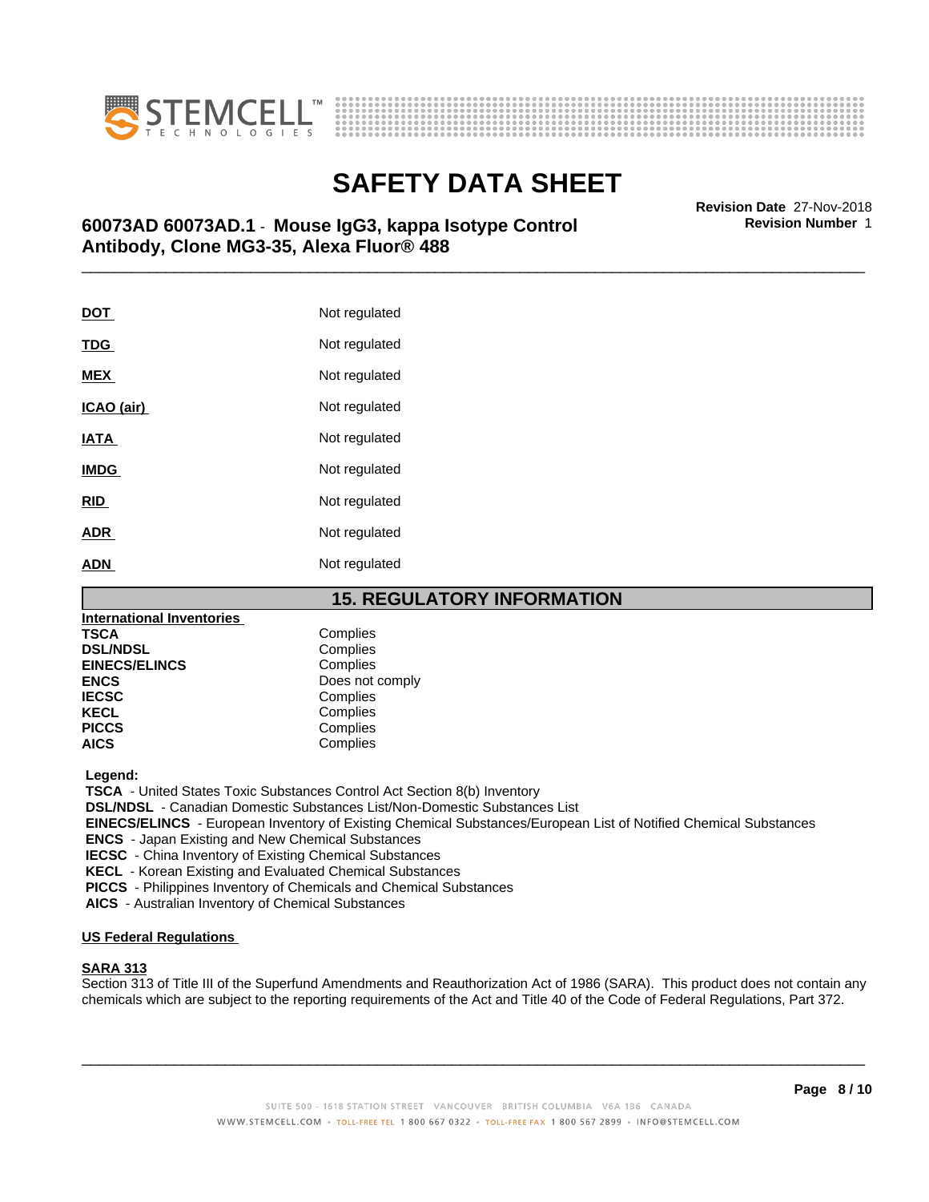| | |
|---|---|
| **DOT** | Not regulated |
| **TDG** | Not regulated |
| **MEX** | Not regulated |
| **ICAO (air)** | Not regulated |
| **IATA** | Not regulated |
| **IMDG** | Not regulated |
| **RID** | Not regulated |
| **ADR** | Not regulated |
| **ADN** | Not regulated |

## 15. REGULATORY INFORMATION

**International Inventories**

| | |
|---|---|
| **TSCA** | Complies |
| **DSL/NDSL** | Complies |
| **EINECS/ELINCS** | Complies |
| **ENCS** | Does not comply |
| **IECSC** | Complies |
| **KECL** | Complies |
| **PICCS** | Complies |
| **AICS** | Complies |

**Legend:**

**TSCA** - United States Toxic Substances Control Act Section 8(b) Inventory
**DSL/NDSL** - Canadian Domestic Substances List/Non-Domestic Substances List
**EINECS/ELINCS** - European Inventory of Existing Chemical Substances/European List of Notified Chemical Substances
**ENCS** - Japan Existing and New Chemical Substances
**IECSC** - China Inventory of Existing Chemical Substances
**KECL** - Korean Existing and Evaluated Chemical Substances
**PICCS** - Philippines Inventory of Chemicals and Chemical Substances
**AICS** - Australian Inventory of Chemical Substances

**US Federal Regulations**

**SARA 313**

Section 313 of Title III of the Superfund Amendments and Reauthorization Act of 1986 (SARA). This product does not contain any chemicals which are subject to the reporting requirements of the Act and Title 40 of the Code of Federal Regulations, Part 372.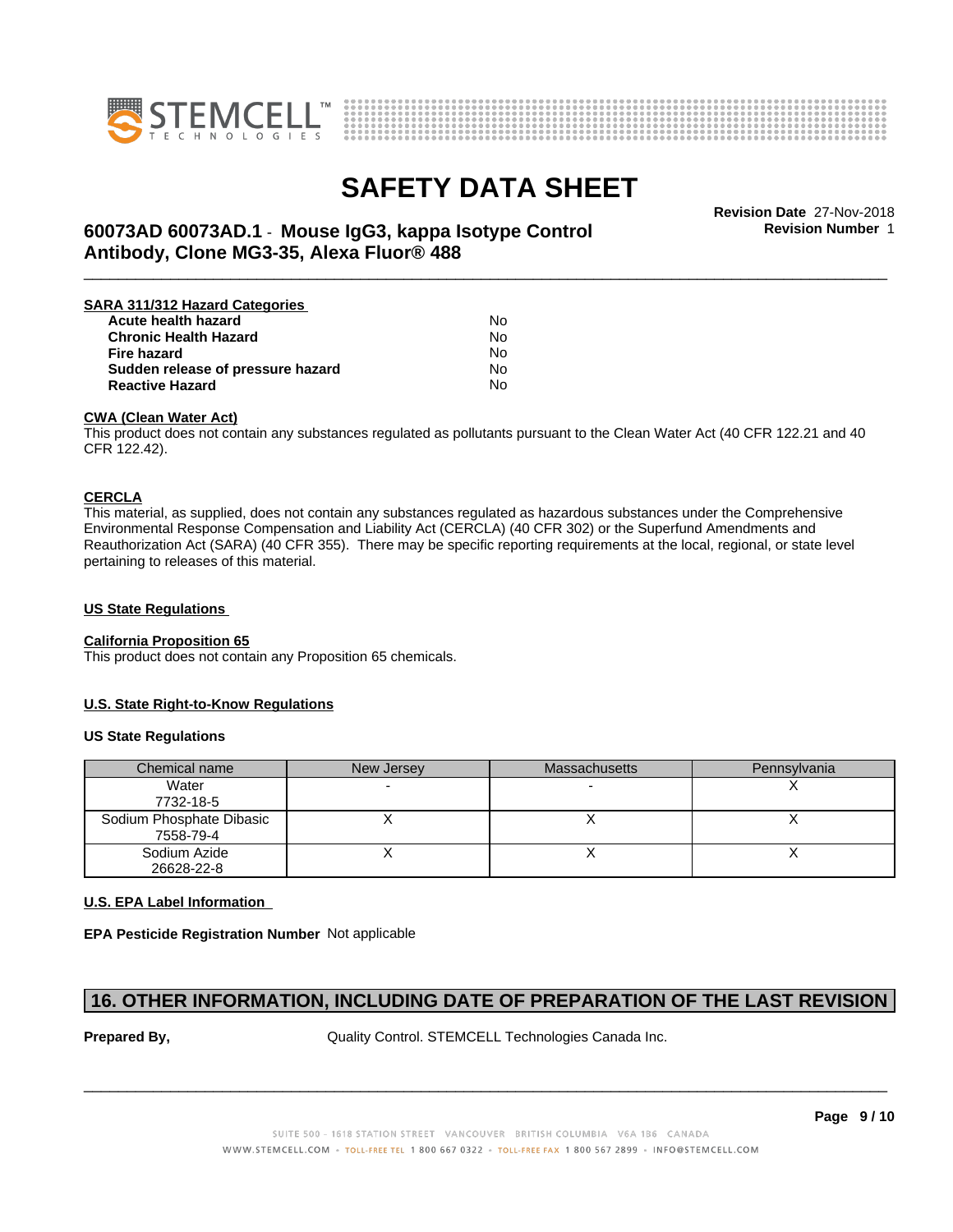**SARA 311/312 Hazard Categories**

| | |
|---|---|
| **Acute health hazard** | No |
| **Chronic Health Hazard** | No |
| **Fire hazard** | No |
| **Sudden release of pressure hazard** | No |
| **Reactive Hazard** | No |

**CWA (Clean Water Act)**

This product does not contain any substances regulated as pollutants pursuant to the Clean Water Act (40 CFR 122.21 and 40 CFR 122.42).

**CERCLA**

This material, as supplied, does not contain any substances regulated as hazardous substances under the Comprehensive Environmental Response Compensation and Liability Act (CERCLA) (40 CFR 302) or the Superfund Amendments and Reauthorization Act (SARA) (40 CFR 355). There may be specific reporting requirements at the local, regional, or state level pertaining to releases of this material.

**US State Regulations**

**California Proposition 65**

This product does not contain any Proposition 65 chemicals.

**U.S. State Right-to-Know Regulations**

**US State Regulations**

| Chemical name | New Jersey | Massachusetts | Pennsylvania |
|---|---|---|---|
| Water 7732-18-5 | - | - | X |
| Sodium Phosphate Dibasic 7558-79-4 | X | X | X |
| Sodium Azide 26628-22-8 | X | X | X |

**U.S. EPA Label Information**

**EPA Pesticide Registration Number** Not applicable

## 16. OTHER INFORMATION, INCLUDING DATE OF PREPARATION OF THE LAST REVISION

**Prepared By,** Quality Control. STEMCELL Technologies Canada Inc.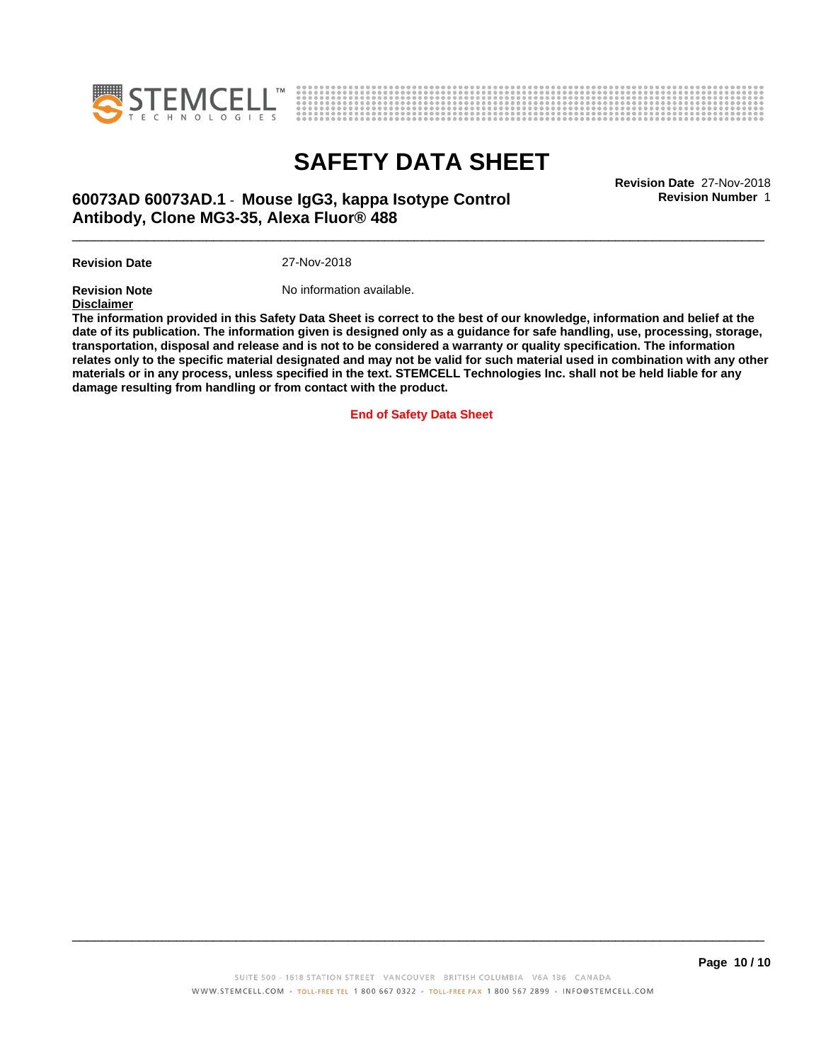# SAFETY DATA SHEET

## 60073AD 60073AD.1 - Mouse IgG3, kappa Isotype Control Antibody, Clone MG3-35, Alexa Fluor® 488

**Revision Date** 27-Nov-2018
**Revision Number** 1

**Revision Date** 27-Nov-2018

**Revision Note** No information available.

**Disclaimer**

**The information provided in this Safety Data Sheet is correct to the best of our knowledge, information and belief at the date of its publication. The information given is designed only as a guidance for safe handling, use, processing, storage, transportation, disposal and release and is not to be considered a warranty or quality specification. The information relates only to the specific material designated and may not be valid for such material used in combination with any other materials or in any process, unless specified in the text. STEMCELL Technologies Inc. shall not be held liable for any damage resulting from handling or from contact with the product.**

**End of Safety Data Sheet**